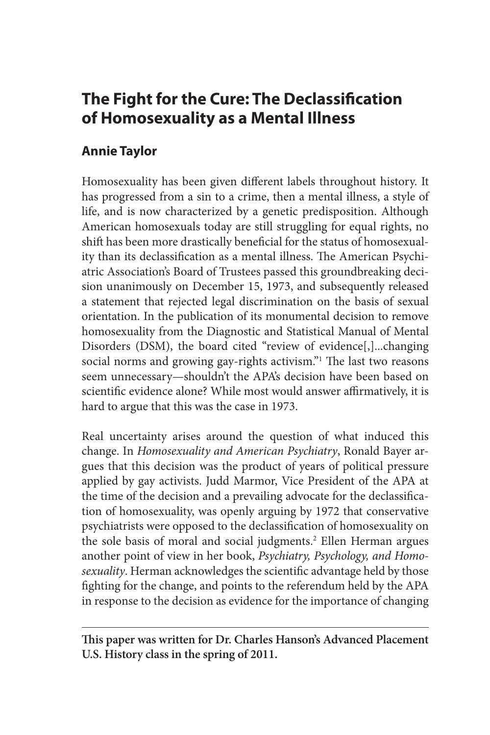# The Fight for the Cure: The Declassification of Homosexuality as a Mental Illness

## Annie Taylor

Homosexuality has been given different labels throughout history. It has progressed from a sin to a crime, then a mental illness, a style of life, and is now characterized by a genetic predisposition. Although American homosexuals today are still struggling for equal rights, no shift has been more drastically beneficial for the status of homosexuality than its declassification as a mental illness. The American Psychiatric Association's Board of Trustees passed this groundbreaking decision unanimously on December 15, 1973, and subsequently released a statement that rejected legal discrimination on the basis of sexual orientation. In the publication of its monumental decision to remove homosexuality from the Diagnostic and Statistical Manual of Mental Disorders (DSM), the board cited "review of evidence[,]...changing social norms and growing gay-rights activism."[1] The last two reasons seem unnecessary—shouldn't the APA's decision have been based on scientific evidence alone? While most would answer affirmatively, it is hard to argue that this was the case in 1973.

Real uncertainty arises around the question of what induced this change. In *Homosexuality and American Psychiatry*, Ronald Bayer argues that this decision was the product of years of political pressure applied by gay activists. Judd Marmor, Vice President of the APA at the time of the decision and a prevailing advocate for the declassification of homosexuality, was openly arguing by 1972 that conservative psychiatrists were opposed to the declassification of homosexuality on the sole basis of moral and social judgments.[2] Ellen Herman argues another point of view in her book, *Psychiatry, Psychology, and Homosexuality*. Herman acknowledges the scientific advantage held by those fighting for the change, and points to the referendum held by the APA in response to the decision as evidence for the importance of changing

**This paper was written for Dr. Charles Hanson's Advanced Placement U.S. History class in the spring of 2011.**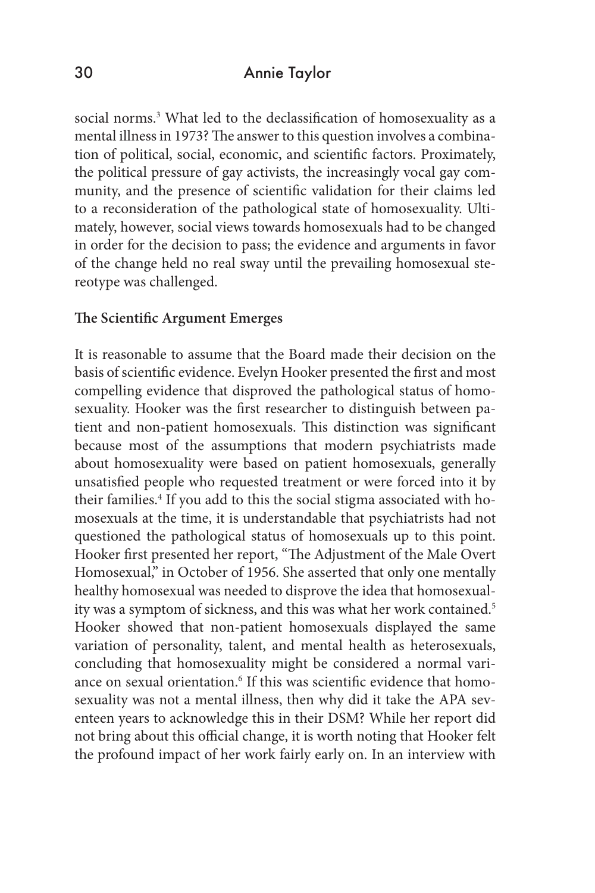social norms.[3] What led to the declassification of homosexuality as a mental illness in 1973? The answer to this question involves a combination of political, social, economic, and scientific factors. Proximately, the political pressure of gay activists, the increasingly vocal gay community, and the presence of scientific validation for their claims led to a reconsideration of the pathological state of homosexuality. Ultimately, however, social views towards homosexuals had to be changed in order for the decision to pass; the evidence and arguments in favor of the change held no real sway until the prevailing homosexual stereotype was challenged.

**The Scientific Argument Emerges**

It is reasonable to assume that the Board made their decision on the basis of scientific evidence. Evelyn Hooker presented the first and most compelling evidence that disproved the pathological status of homosexuality. Hooker was the first researcher to distinguish between patient and non-patient homosexuals. This distinction was significant because most of the assumptions that modern psychiatrists made about homosexuality were based on patient homosexuals, generally unsatisfied people who requested treatment or were forced into it by their families.[4] If you add to this the social stigma associated with homosexuals at the time, it is understandable that psychiatrists had not questioned the pathological status of homosexuals up to this point. Hooker first presented her report, "The Adjustment of the Male Overt Homosexual," in October of 1956. She asserted that only one mentally healthy homosexual was needed to disprove the idea that homosexuality was a symptom of sickness, and this was what her work contained.[5] Hooker showed that non-patient homosexuals displayed the same variation of personality, talent, and mental health as heterosexuals, concluding that homosexuality might be considered a normal variance on sexual orientation.[6] If this was scientific evidence that homosexuality was not a mental illness, then why did it take the APA seventeen years to acknowledge this in their DSM? While her report did not bring about this official change, it is worth noting that Hooker felt the profound impact of her work fairly early on. In an interview with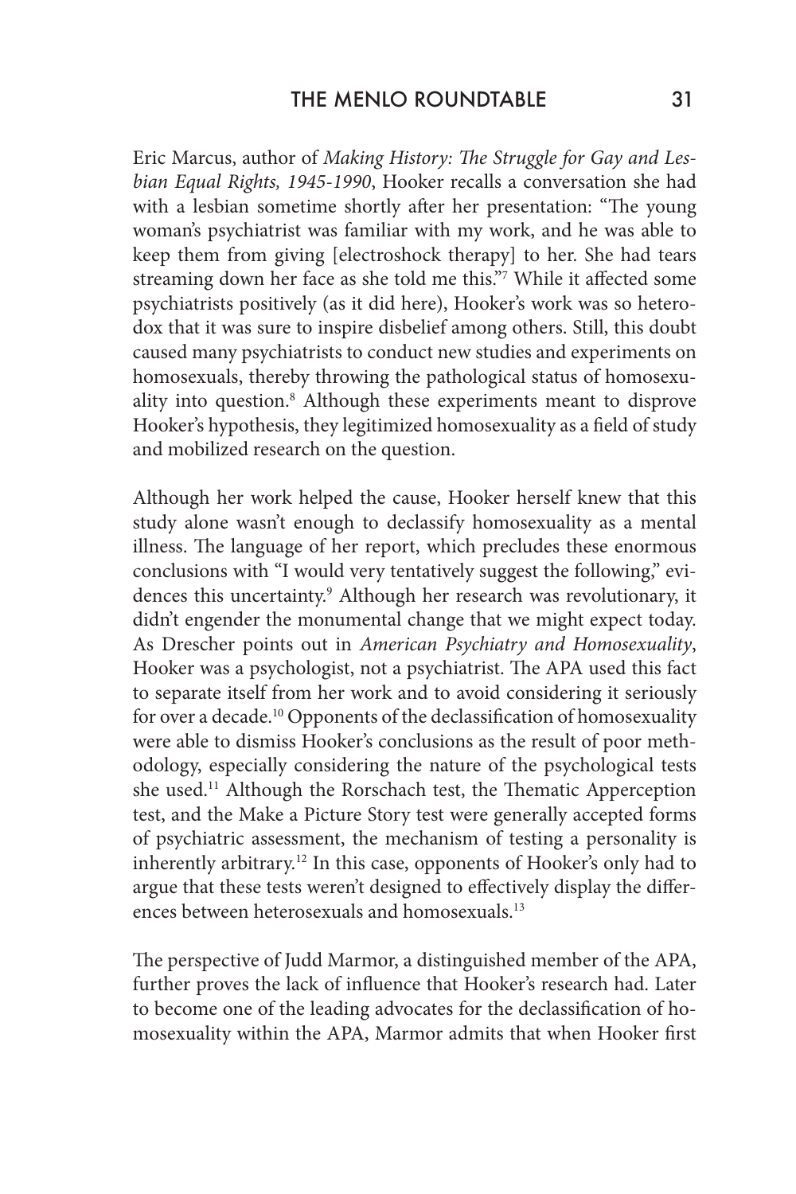Eric Marcus, author of *Making History: The Struggle for Gay and Lesbian Equal Rights, 1945-1990*, Hooker recalls a conversation she had with a lesbian sometime shortly after her presentation: "The young woman's psychiatrist was familiar with my work, and he was able to keep them from giving [electroshock therapy] to her. She had tears streaming down her face as she told me this."[7] While it affected some psychiatrists positively (as it did here), Hooker's work was so heterodox that it was sure to inspire disbelief among others. Still, this doubt caused many psychiatrists to conduct new studies and experiments on homosexuals, thereby throwing the pathological status of homosexuality into question.[8] Although these experiments meant to disprove Hooker's hypothesis, they legitimized homosexuality as a field of study and mobilized research on the question.

Although her work helped the cause, Hooker herself knew that this study alone wasn't enough to declassify homosexuality as a mental illness. The language of her report, which precludes these enormous conclusions with "I would very tentatively suggest the following," evidences this uncertainty.[9] Although her research was revolutionary, it didn't engender the monumental change that we might expect today. As Drescher points out in *American Psychiatry and Homosexuality*, Hooker was a psychologist, not a psychiatrist. The APA used this fact to separate itself from her work and to avoid considering it seriously for over a decade.[10] Opponents of the declassification of homosexuality were able to dismiss Hooker's conclusions as the result of poor methodology, especially considering the nature of the psychological tests she used.[11] Although the Rorschach test, the Thematic Apperception test, and the Make a Picture Story test were generally accepted forms of psychiatric assessment, the mechanism of testing a personality is inherently arbitrary.[12] In this case, opponents of Hooker's only had to argue that these tests weren't designed to effectively display the differences between heterosexuals and homosexuals.[13]

The perspective of Judd Marmor, a distinguished member of the APA, further proves the lack of influence that Hooker's research had. Later to become one of the leading advocates for the declassification of homosexuality within the APA, Marmor admits that when Hooker first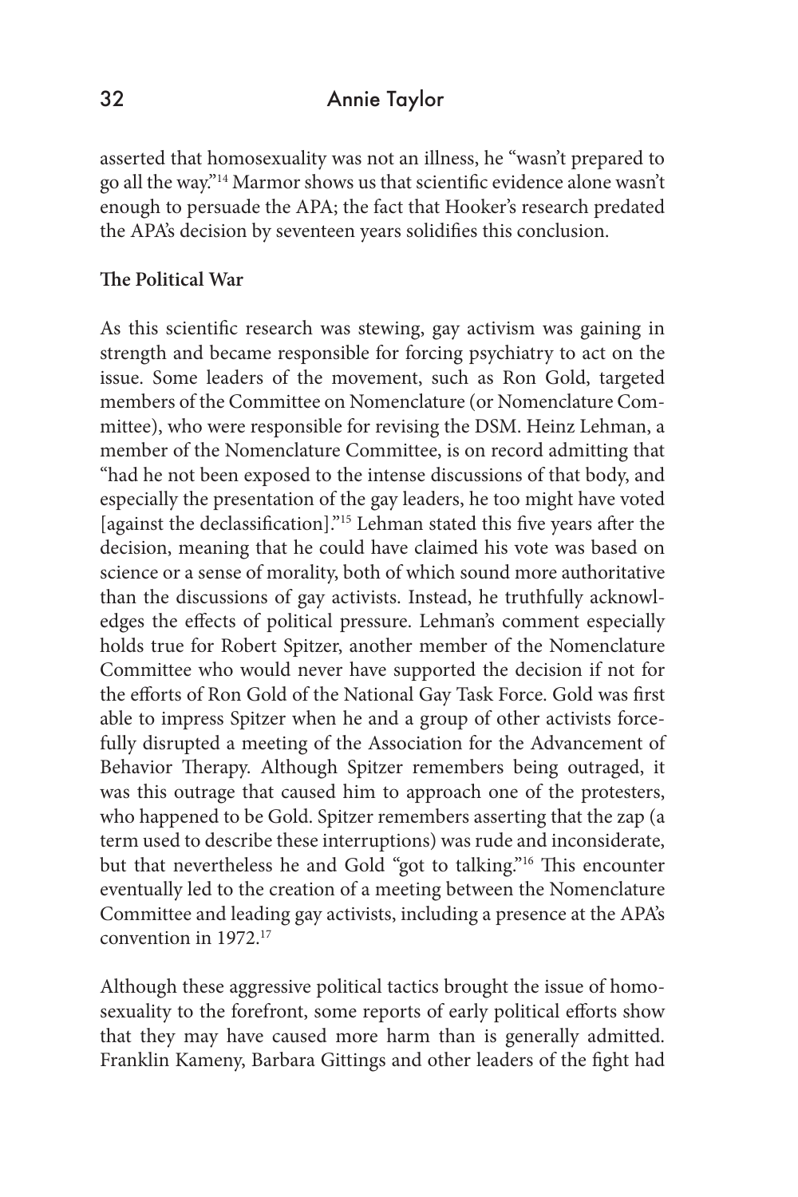asserted that homosexuality was not an illness, he "wasn't prepared to go all the way."[14] Marmor shows us that scientific evidence alone wasn't enough to persuade the APA; the fact that Hooker's research predated the APA's decision by seventeen years solidifies this conclusion.

**The Political War**

As this scientific research was stewing, gay activism was gaining in strength and became responsible for forcing psychiatry to act on the issue. Some leaders of the movement, such as Ron Gold, targeted members of the Committee on Nomenclature (or Nomenclature Committee), who were responsible for revising the DSM. Heinz Lehman, a member of the Nomenclature Committee, is on record admitting that "had he not been exposed to the intense discussions of that body, and especially the presentation of the gay leaders, he too might have voted [against the declassification]."[15] Lehman stated this five years after the decision, meaning that he could have claimed his vote was based on science or a sense of morality, both of which sound more authoritative than the discussions of gay activists. Instead, he truthfully acknowledges the effects of political pressure. Lehman's comment especially holds true for Robert Spitzer, another member of the Nomenclature Committee who would never have supported the decision if not for the efforts of Ron Gold of the National Gay Task Force. Gold was first able to impress Spitzer when he and a group of other activists forcefully disrupted a meeting of the Association for the Advancement of Behavior Therapy. Although Spitzer remembers being outraged, it was this outrage that caused him to approach one of the protesters, who happened to be Gold. Spitzer remembers asserting that the zap (a term used to describe these interruptions) was rude and inconsiderate, but that nevertheless he and Gold "got to talking."[16] This encounter eventually led to the creation of a meeting between the Nomenclature Committee and leading gay activists, including a presence at the APA's convention in 1972.[17]

Although these aggressive political tactics brought the issue of homosexuality to the forefront, some reports of early political efforts show that they may have caused more harm than is generally admitted. Franklin Kameny, Barbara Gittings and other leaders of the fight had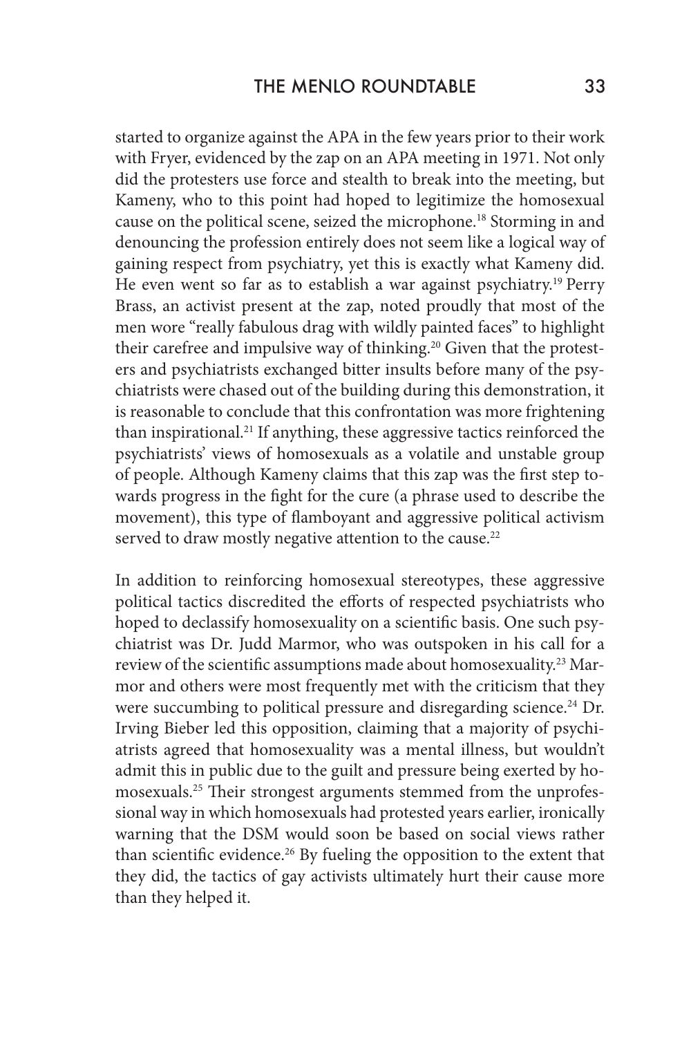started to organize against the APA in the few years prior to their work with Fryer, evidenced by the zap on an APA meeting in 1971. Not only did the protesters use force and stealth to break into the meeting, but Kameny, who to this point had hoped to legitimize the homosexual cause on the political scene, seized the microphone.[18] Storming in and denouncing the profession entirely does not seem like a logical way of gaining respect from psychiatry, yet this is exactly what Kameny did. He even went so far as to establish a war against psychiatry.[19] Perry Brass, an activist present at the zap, noted proudly that most of the men wore "really fabulous drag with wildly painted faces" to highlight their carefree and impulsive way of thinking.[20] Given that the protesters and psychiatrists exchanged bitter insults before many of the psychiatrists were chased out of the building during this demonstration, it is reasonable to conclude that this confrontation was more frightening than inspirational.[21] If anything, these aggressive tactics reinforced the psychiatrists' views of homosexuals as a volatile and unstable group of people. Although Kameny claims that this zap was the first step towards progress in the fight for the cure (a phrase used to describe the movement), this type of flamboyant and aggressive political activism served to draw mostly negative attention to the cause.[22]

In addition to reinforcing homosexual stereotypes, these aggressive political tactics discredited the efforts of respected psychiatrists who hoped to declassify homosexuality on a scientific basis. One such psychiatrist was Dr. Judd Marmor, who was outspoken in his call for a review of the scientific assumptions made about homosexuality.[23] Marmor and others were most frequently met with the criticism that they were succumbing to political pressure and disregarding science.[24] Dr. Irving Bieber led this opposition, claiming that a majority of psychiatrists agreed that homosexuality was a mental illness, but wouldn't admit this in public due to the guilt and pressure being exerted by homosexuals.[25] Their strongest arguments stemmed from the unprofessional way in which homosexuals had protested years earlier, ironically warning that the DSM would soon be based on social views rather than scientific evidence.[26] By fueling the opposition to the extent that they did, the tactics of gay activists ultimately hurt their cause more than they helped it.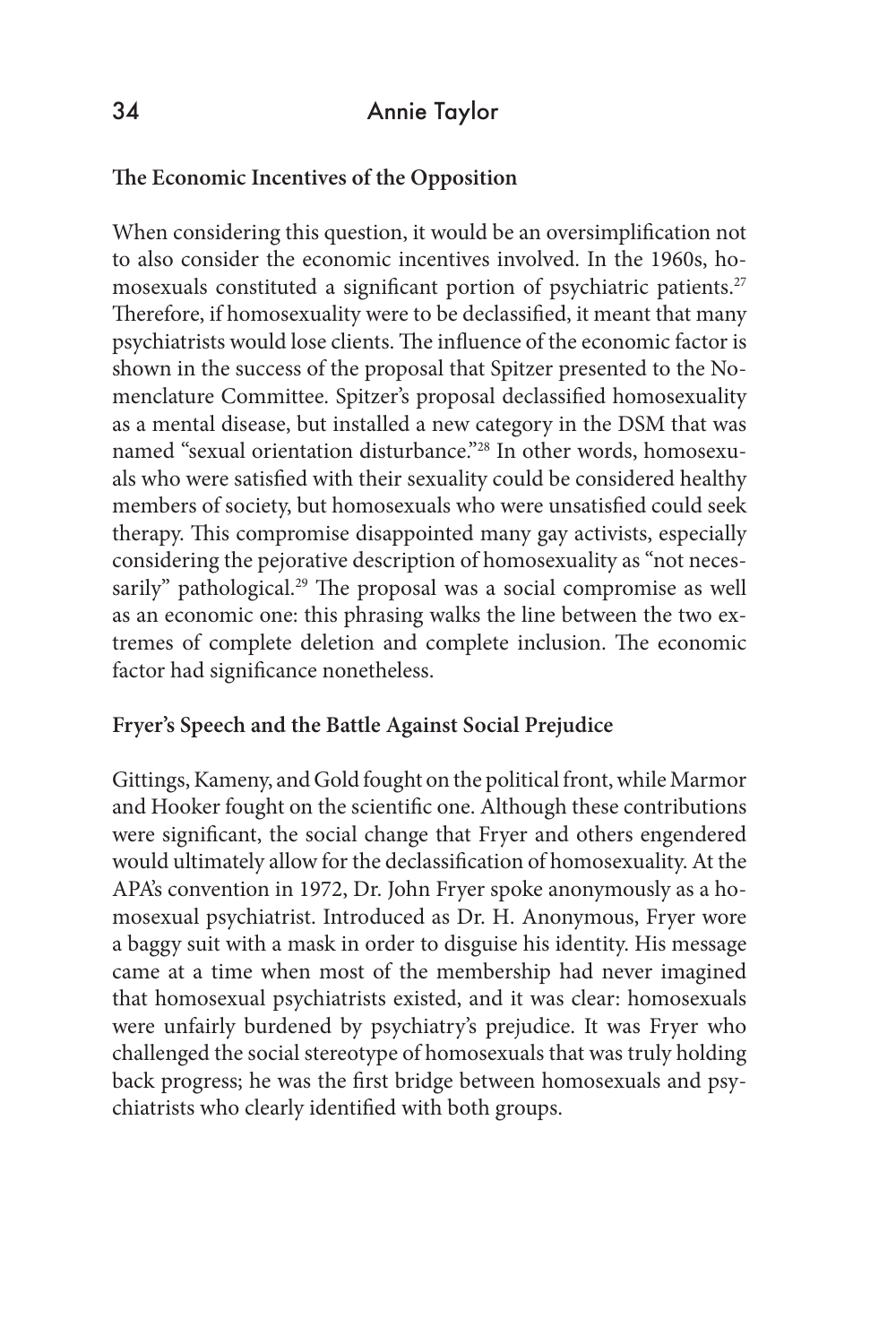### The Economic Incentives of the Opposition

When considering this question, it would be an oversimplification not to also consider the economic incentives involved. In the 1960s, homosexuals constituted a significant portion of psychiatric patients.[27] Therefore, if homosexuality were to be declassified, it meant that many psychiatrists would lose clients. The influence of the economic factor is shown in the success of the proposal that Spitzer presented to the Nomenclature Committee. Spitzer's proposal declassified homosexuality as a mental disease, but installed a new category in the DSM that was named "sexual orientation disturbance."[28] In other words, homosexuals who were satisfied with their sexuality could be considered healthy members of society, but homosexuals who were unsatisfied could seek therapy. This compromise disappointed many gay activists, especially considering the pejorative description of homosexuality as "not necessarily" pathological.[29] The proposal was a social compromise as well as an economic one: this phrasing walks the line between the two extremes of complete deletion and complete inclusion. The economic factor had significance nonetheless.

### Fryer's Speech and the Battle Against Social Prejudice

Gittings, Kameny, and Gold fought on the political front, while Marmor and Hooker fought on the scientific one. Although these contributions were significant, the social change that Fryer and others engendered would ultimately allow for the declassification of homosexuality. At the APA's convention in 1972, Dr. John Fryer spoke anonymously as a homosexual psychiatrist. Introduced as Dr. H. Anonymous, Fryer wore a baggy suit with a mask in order to disguise his identity. His message came at a time when most of the membership had never imagined that homosexual psychiatrists existed, and it was clear: homosexuals were unfairly burdened by psychiatry's prejudice. It was Fryer who challenged the social stereotype of homosexuals that was truly holding back progress; he was the first bridge between homosexuals and psychiatrists who clearly identified with both groups.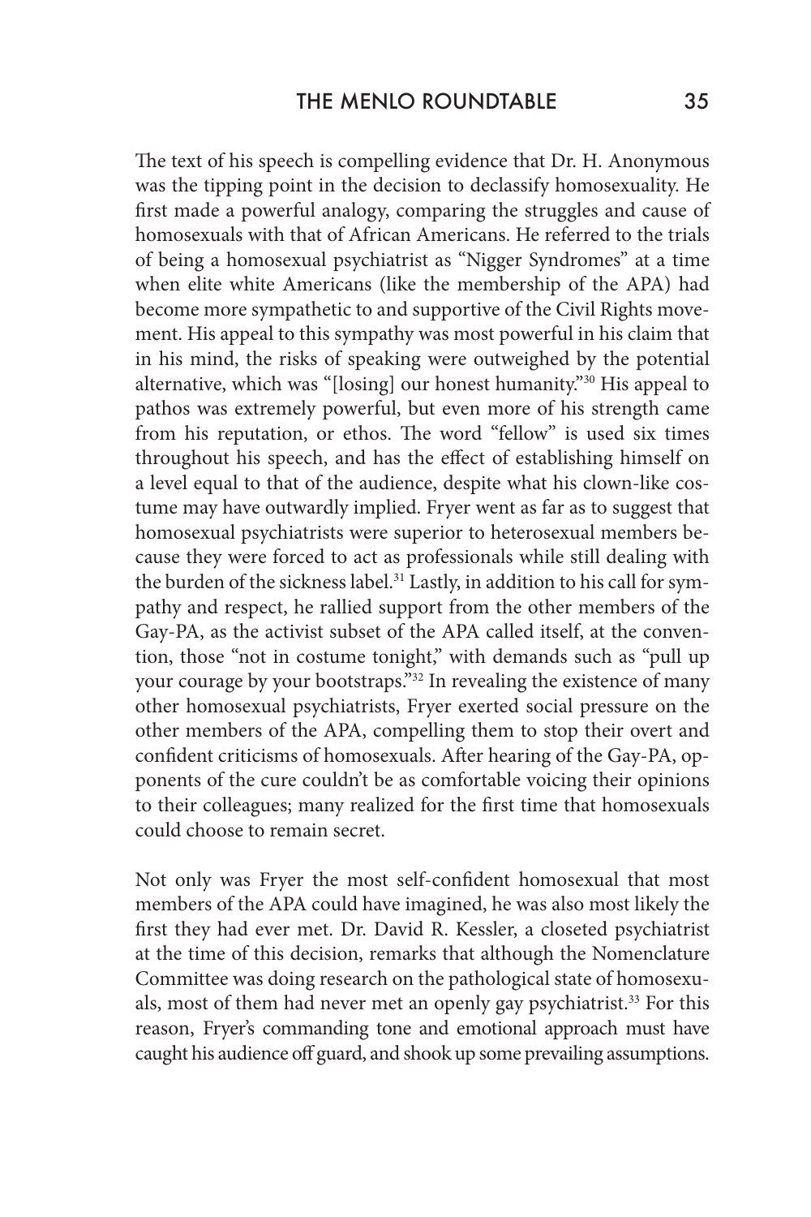The text of his speech is compelling evidence that Dr. H. Anonymous was the tipping point in the decision to declassify homosexuality. He first made a powerful analogy, comparing the struggles and cause of homosexuals with that of African Americans. He referred to the trials of being a homosexual psychiatrist as "Nigger Syndromes" at a time when elite white Americans (like the membership of the APA) had become more sympathetic to and supportive of the Civil Rights movement. His appeal to this sympathy was most powerful in his claim that in his mind, the risks of speaking were outweighed by the potential alternative, which was "[losing] our honest humanity."[30] His appeal to pathos was extremely powerful, but even more of his strength came from his reputation, or ethos. The word "fellow" is used six times throughout his speech, and has the effect of establishing himself on a level equal to that of the audience, despite what his clown-like costume may have outwardly implied. Fryer went as far as to suggest that homosexual psychiatrists were superior to heterosexual members because they were forced to act as professionals while still dealing with the burden of the sickness label.[31] Lastly, in addition to his call for sympathy and respect, he rallied support from the other members of the Gay-PA, as the activist subset of the APA called itself, at the convention, those "not in costume tonight," with demands such as "pull up your courage by your bootstraps."[32] In revealing the existence of many other homosexual psychiatrists, Fryer exerted social pressure on the other members of the APA, compelling them to stop their overt and confident criticisms of homosexuals. After hearing of the Gay-PA, opponents of the cure couldn't be as comfortable voicing their opinions to their colleagues; many realized for the first time that homosexuals could choose to remain secret.

Not only was Fryer the most self-confident homosexual that most members of the APA could have imagined, he was also most likely the first they had ever met. Dr. David R. Kessler, a closeted psychiatrist at the time of this decision, remarks that although the Nomenclature Committee was doing research on the pathological state of homosexuals, most of them had never met an openly gay psychiatrist.[33] For this reason, Fryer's commanding tone and emotional approach must have caught his audience off guard, and shook up some prevailing assumptions.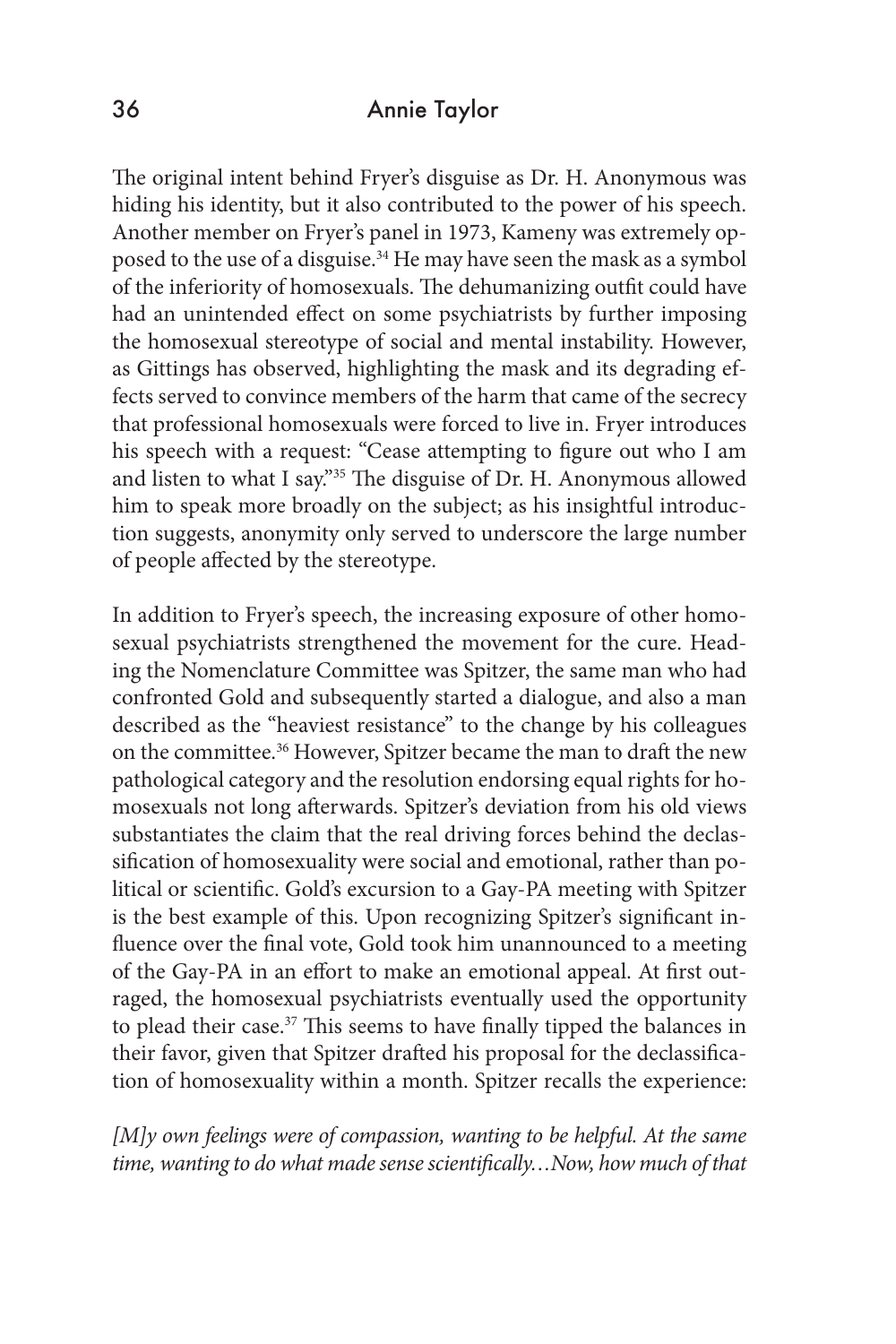The original intent behind Fryer's disguise as Dr. H. Anonymous was hiding his identity, but it also contributed to the power of his speech. Another member on Fryer's panel in 1973, Kameny was extremely opposed to the use of a disguise.[34] He may have seen the mask as a symbol of the inferiority of homosexuals. The dehumanizing outfit could have had an unintended effect on some psychiatrists by further imposing the homosexual stereotype of social and mental instability. However, as Gittings has observed, highlighting the mask and its degrading effects served to convince members of the harm that came of the secrecy that professional homosexuals were forced to live in. Fryer introduces his speech with a request: "Cease attempting to figure out who I am and listen to what I say."[35] The disguise of Dr. H. Anonymous allowed him to speak more broadly on the subject; as his insightful introduction suggests, anonymity only served to underscore the large number of people affected by the stereotype.

In addition to Fryer's speech, the increasing exposure of other homosexual psychiatrists strengthened the movement for the cure. Heading the Nomenclature Committee was Spitzer, the same man who had confronted Gold and subsequently started a dialogue, and also a man described as the "heaviest resistance" to the change by his colleagues on the committee.[36] However, Spitzer became the man to draft the new pathological category and the resolution endorsing equal rights for homosexuals not long afterwards. Spitzer's deviation from his old views substantiates the claim that the real driving forces behind the declassification of homosexuality were social and emotional, rather than political or scientific. Gold's excursion to a Gay-PA meeting with Spitzer is the best example of this. Upon recognizing Spitzer's significant influence over the final vote, Gold took him unannounced to a meeting of the Gay-PA in an effort to make an emotional appeal. At first outraged, the homosexual psychiatrists eventually used the opportunity to plead their case.[37] This seems to have finally tipped the balances in their favor, given that Spitzer drafted his proposal for the declassification of homosexuality within a month. Spitzer recalls the experience:

*[M]y own feelings were of compassion, wanting to be helpful. At the same time, wanting to do what made sense scientifically…Now, how much of that*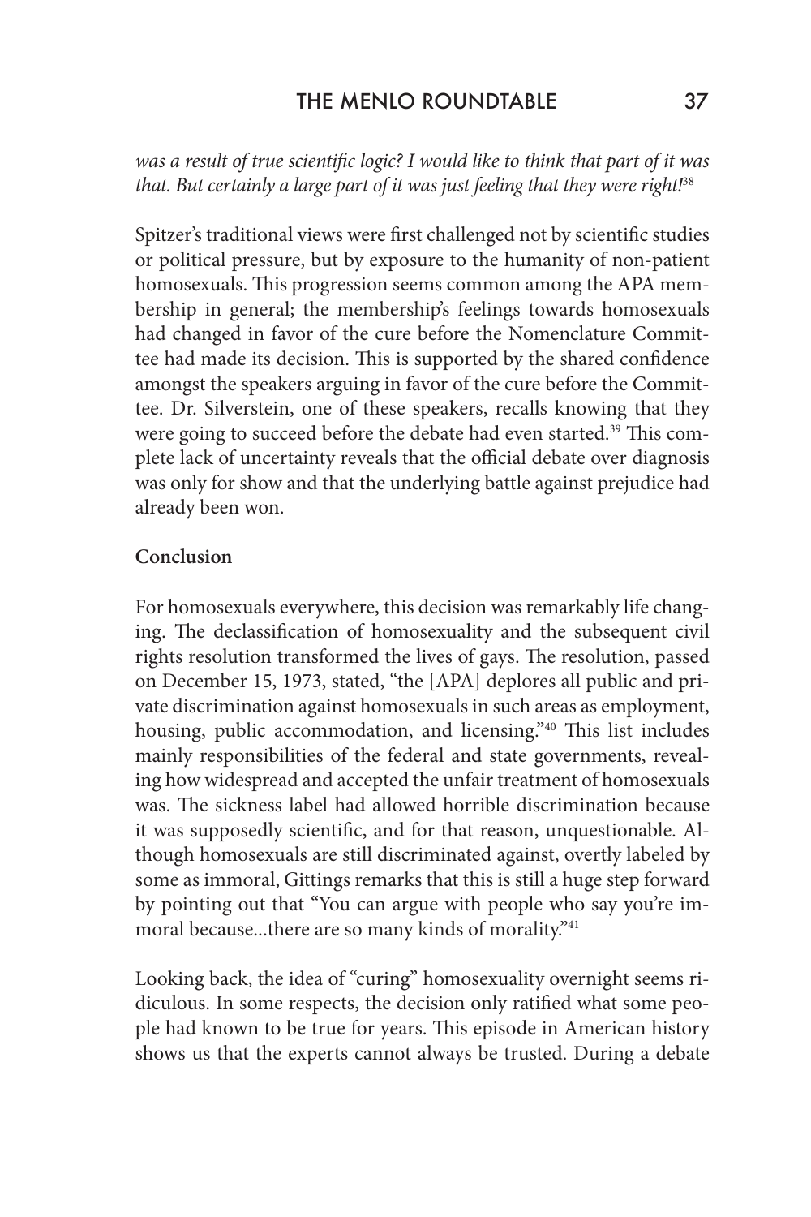*was a result of true scientific logic? I would like to think that part of it was that. But certainly a large part of it was just feeling that they were right!*[38]

Spitzer's traditional views were first challenged not by scientific studies or political pressure, but by exposure to the humanity of non-patient homosexuals. This progression seems common among the APA membership in general; the membership's feelings towards homosexuals had changed in favor of the cure before the Nomenclature Committee had made its decision. This is supported by the shared confidence amongst the speakers arguing in favor of the cure before the Committee. Dr. Silverstein, one of these speakers, recalls knowing that they were going to succeed before the debate had even started.[39] This complete lack of uncertainty reveals that the official debate over diagnosis was only for show and that the underlying battle against prejudice had already been won.

**Conclusion**

For homosexuals everywhere, this decision was remarkably life changing. The declassification of homosexuality and the subsequent civil rights resolution transformed the lives of gays. The resolution, passed on December 15, 1973, stated, "the [APA] deplores all public and private discrimination against homosexuals in such areas as employment, housing, public accommodation, and licensing."[40] This list includes mainly responsibilities of the federal and state governments, revealing how widespread and accepted the unfair treatment of homosexuals was. The sickness label had allowed horrible discrimination because it was supposedly scientific, and for that reason, unquestionable. Although homosexuals are still discriminated against, overtly labeled by some as immoral, Gittings remarks that this is still a huge step forward by pointing out that "You can argue with people who say you're immoral because...there are so many kinds of morality."[41]

Looking back, the idea of "curing" homosexuality overnight seems ridiculous. In some respects, the decision only ratified what some people had known to be true for years. This episode in American history shows us that the experts cannot always be trusted. During a debate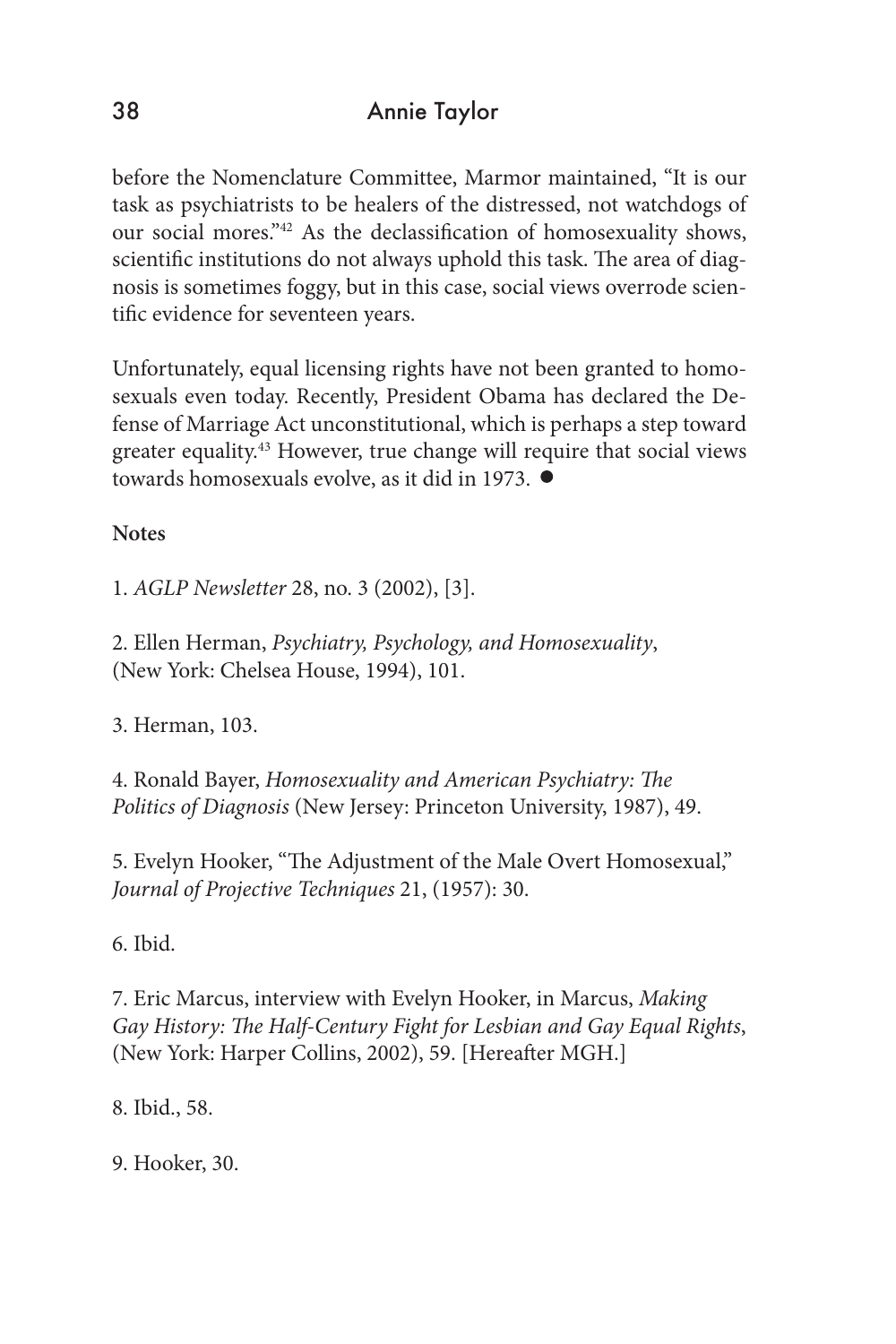before the Nomenclature Committee, Marmor maintained, "It is our task as psychiatrists to be healers of the distressed, not watchdogs of our social mores."[42] As the declassification of homosexuality shows, scientific institutions do not always uphold this task. The area of diagnosis is sometimes foggy, but in this case, social views overrode scientific evidence for seventeen years.

Unfortunately, equal licensing rights have not been granted to homosexuals even today. Recently, President Obama has declared the Defense of Marriage Act unconstitutional, which is perhaps a step toward greater equality.[43] However, true change will require that social views towards homosexuals evolve, as it did in 1973. ●

**Notes**

1. *AGLP Newsletter* 28, no. 3 (2002), [3].

2. Ellen Herman, *Psychiatry, Psychology, and Homosexuality*, (New York: Chelsea House, 1994), 101.

3. Herman, 103.

4. Ronald Bayer, *Homosexuality and American Psychiatry: The Politics of Diagnosis* (New Jersey: Princeton University, 1987), 49.

5. Evelyn Hooker, "The Adjustment of the Male Overt Homosexual," *Journal of Projective Techniques* 21, (1957): 30.

6. Ibid.

7. Eric Marcus, interview with Evelyn Hooker, in Marcus, *Making Gay History: The Half-Century Fight for Lesbian and Gay Equal Rights*, (New York: Harper Collins, 2002), 59. [Hereafter MGH.]

8. Ibid., 58.

9. Hooker, 30.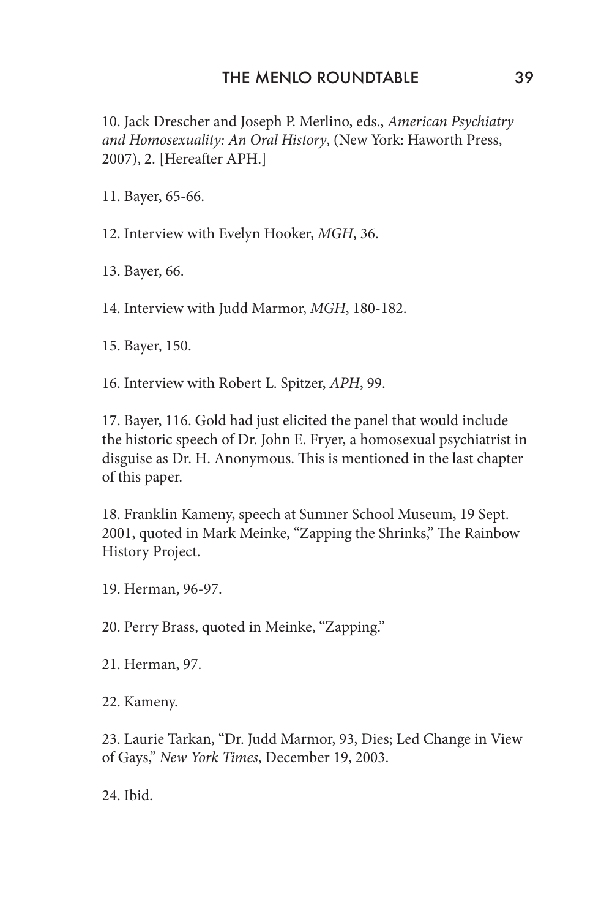10. Jack Drescher and Joseph P. Merlino, eds., *American Psychiatry and Homosexuality: An Oral History*, (New York: Haworth Press, 2007), 2. [Hereafter APH.]

11. Bayer, 65-66.

12. Interview with Evelyn Hooker, *MGH*, 36.

13. Bayer, 66.

14. Interview with Judd Marmor, *MGH*, 180-182.

15. Bayer, 150.

16. Interview with Robert L. Spitzer, *APH*, 99.

17. Bayer, 116. Gold had just elicited the panel that would include the historic speech of Dr. John E. Fryer, a homosexual psychiatrist in disguise as Dr. H. Anonymous. This is mentioned in the last chapter of this paper.

18. Franklin Kameny, speech at Sumner School Museum, 19 Sept. 2001, quoted in Mark Meinke, "Zapping the Shrinks," The Rainbow History Project.

19. Herman, 96-97.

20. Perry Brass, quoted in Meinke, "Zapping."

21. Herman, 97.

22. Kameny.

23. Laurie Tarkan, "Dr. Judd Marmor, 93, Dies; Led Change in View of Gays," *New York Times*, December 19, 2003.

24. Ibid.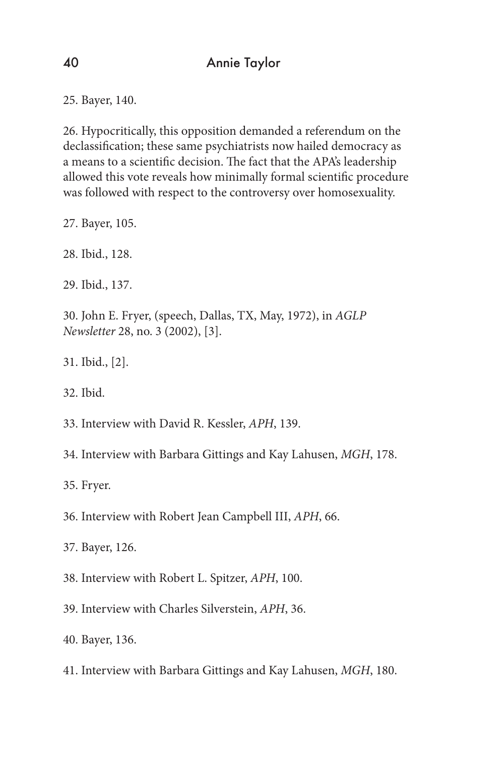25. Bayer, 140.

26. Hypocritically, this opposition demanded a referendum on the declassification; these same psychiatrists now hailed democracy as a means to a scientific decision. The fact that the APA's leadership allowed this vote reveals how minimally formal scientific procedure was followed with respect to the controversy over homosexuality.

27. Bayer, 105.

28. Ibid., 128.

29. Ibid., 137.

30. John E. Fryer, (speech, Dallas, TX, May, 1972), in *AGLP Newsletter* 28, no. 3 (2002), [3].

31. Ibid., [2].

32. Ibid.

33. Interview with David R. Kessler, *APH*, 139.

34. Interview with Barbara Gittings and Kay Lahusen, *MGH*, 178.

35. Fryer.

36. Interview with Robert Jean Campbell III, *APH*, 66.

37. Bayer, 126.

38. Interview with Robert L. Spitzer, *APH*, 100.

39. Interview with Charles Silverstein, *APH*, 36.

40. Bayer, 136.

41. Interview with Barbara Gittings and Kay Lahusen, *MGH*, 180.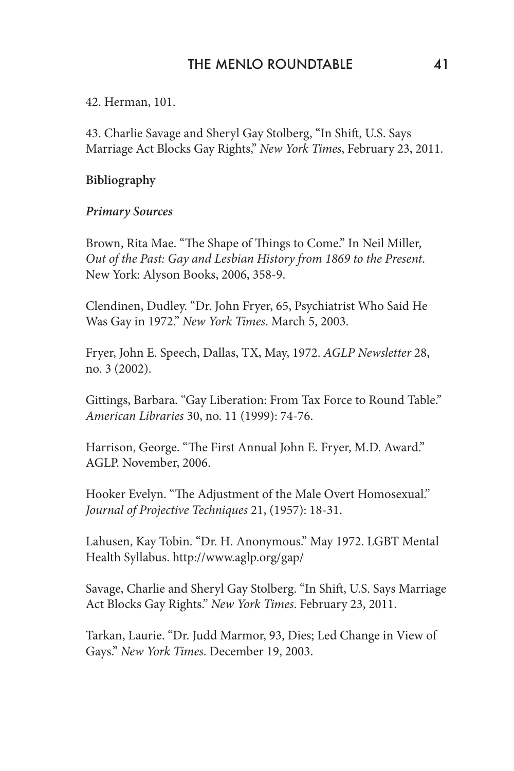42. Herman, 101.

43. Charlie Savage and Sheryl Gay Stolberg, "In Shift, U.S. Says Marriage Act Blocks Gay Rights," *New York Times*, February 23, 2011.

**Bibliography**

***Primary Sources***

Brown, Rita Mae. "The Shape of Things to Come." In Neil Miller, *Out of the Past: Gay and Lesbian History from 1869 to the Present*. New York: Alyson Books, 2006, 358-9.

Clendinen, Dudley. "Dr. John Fryer, 65, Psychiatrist Who Said He Was Gay in 1972." *New York Times*. March 5, 2003.

Fryer, John E. Speech, Dallas, TX, May, 1972. *AGLP Newsletter* 28, no. 3 (2002).

Gittings, Barbara. "Gay Liberation: From Tax Force to Round Table." *American Libraries* 30, no. 11 (1999): 74-76.

Harrison, George. "The First Annual John E. Fryer, M.D. Award." AGLP. November, 2006.

Hooker Evelyn. "The Adjustment of the Male Overt Homosexual." *Journal of Projective Techniques* 21, (1957): 18-31.

Lahusen, Kay Tobin. "Dr. H. Anonymous." May 1972. LGBT Mental Health Syllabus. http://www.aglp.org/gap/

Savage, Charlie and Sheryl Gay Stolberg. "In Shift, U.S. Says Marriage Act Blocks Gay Rights." *New York Times*. February 23, 2011.

Tarkan, Laurie. "Dr. Judd Marmor, 93, Dies; Led Change in View of Gays." *New York Times*. December 19, 2003.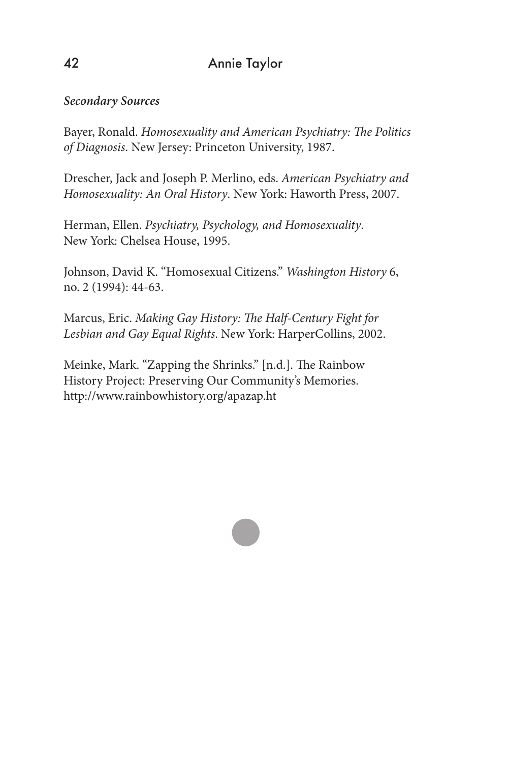***Secondary Sources***

Bayer, Ronald. *Homosexuality and American Psychiatry: The Politics of Diagnosis*. New Jersey: Princeton University, 1987.

Drescher, Jack and Joseph P. Merlino, eds. *American Psychiatry and Homosexuality: An Oral History*. New York: Haworth Press, 2007.

Herman, Ellen. *Psychiatry, Psychology, and Homosexuality*. New York: Chelsea House, 1995.

Johnson, David K. "Homosexual Citizens." *Washington History* 6, no. 2 (1994): 44-63.

Marcus, Eric. *Making Gay History: The Half-Century Fight for Lesbian and Gay Equal Rights*. New York: HarperCollins, 2002.

Meinke, Mark. "Zapping the Shrinks." [n.d.]. The Rainbow History Project: Preserving Our Community's Memories. http://www.rainbowhistory.org/apazap.ht